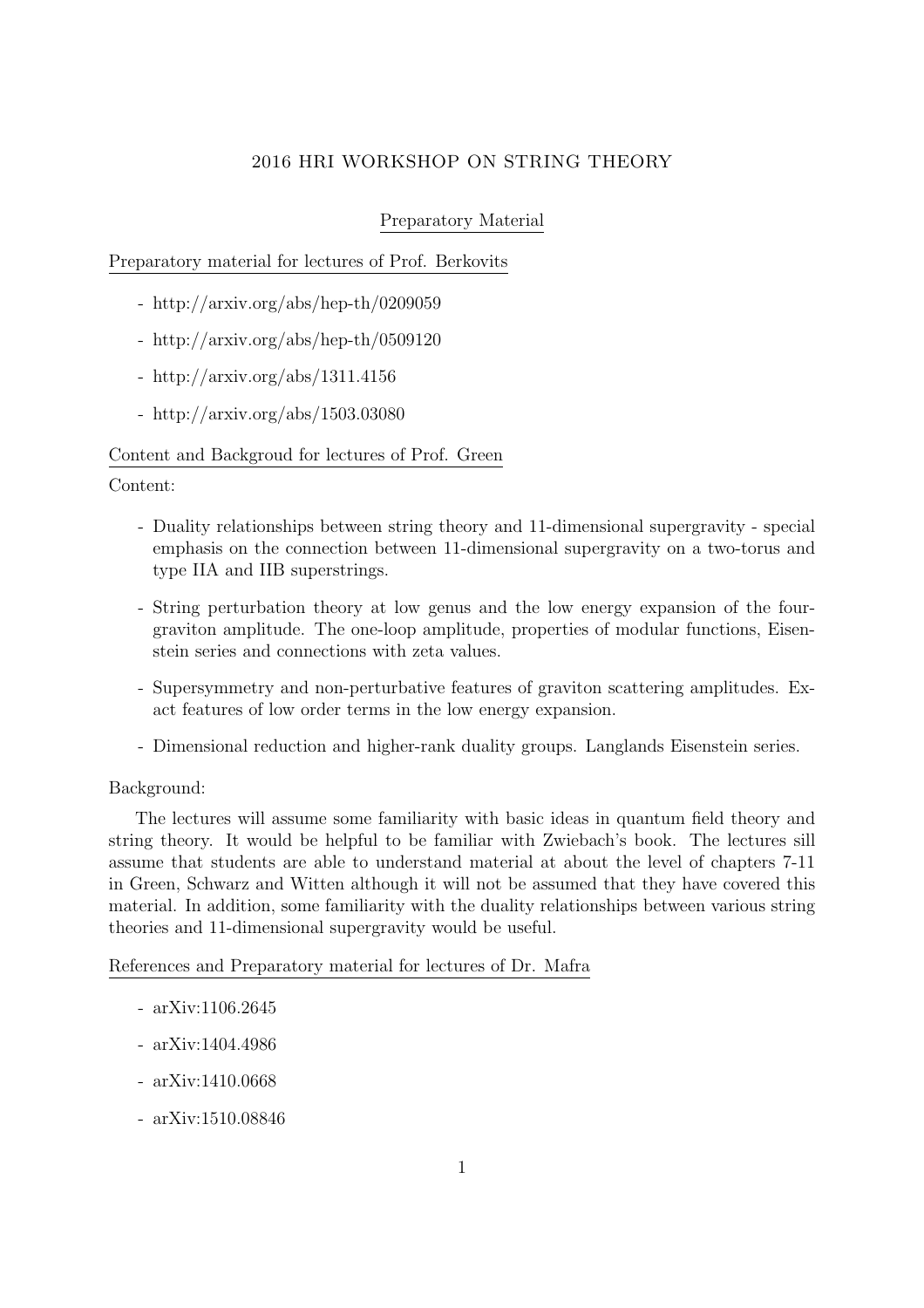# 2016 HRI WORKSHOP ON STRING THEORY

## Preparatory Material

### Preparatory material for lectures of Prof. Berkovits

- http://arxiv.org/abs/hep-th/0209059
- http://arxiv.org/abs/hep-th/0509120
- http://arxiv.org/abs/1311.4156
- http://arxiv.org/abs/1503.03080

### Content and Backgroud for lectures of Prof. Green

Content:

- Duality relationships between string theory and 11-dimensional supergravity - special emphasis on the connection between 11-dimensional supergravity on a two-torus and type IIA and IIB superstrings.
- String perturbation theory at low genus and the low energy expansion of the four-graviton amplitude. The one-loop amplitude, properties of modular functions, Eisenstein series and connections with zeta values.
- Supersymmetry and non-perturbative features of graviton scattering amplitudes. Exact features of low order terms in the low energy expansion.
- Dimensional reduction and higher-rank duality groups. Langlands Eisenstein series.

Background:

The lectures will assume some familiarity with basic ideas in quantum field theory and string theory. It would be helpful to be familiar with Zwiebach's book. The lectures sill assume that students are able to understand material at about the level of chapters 7-11 in Green, Schwarz and Witten although it will not be assumed that they have covered this material. In addition, some familiarity with the duality relationships between various string theories and 11-dimensional supergravity would be useful.

### References and Preparatory material for lectures of Dr. Mafra

- arXiv:1106.2645
- arXiv:1404.4986
- arXiv:1410.0668
- arXiv:1510.08846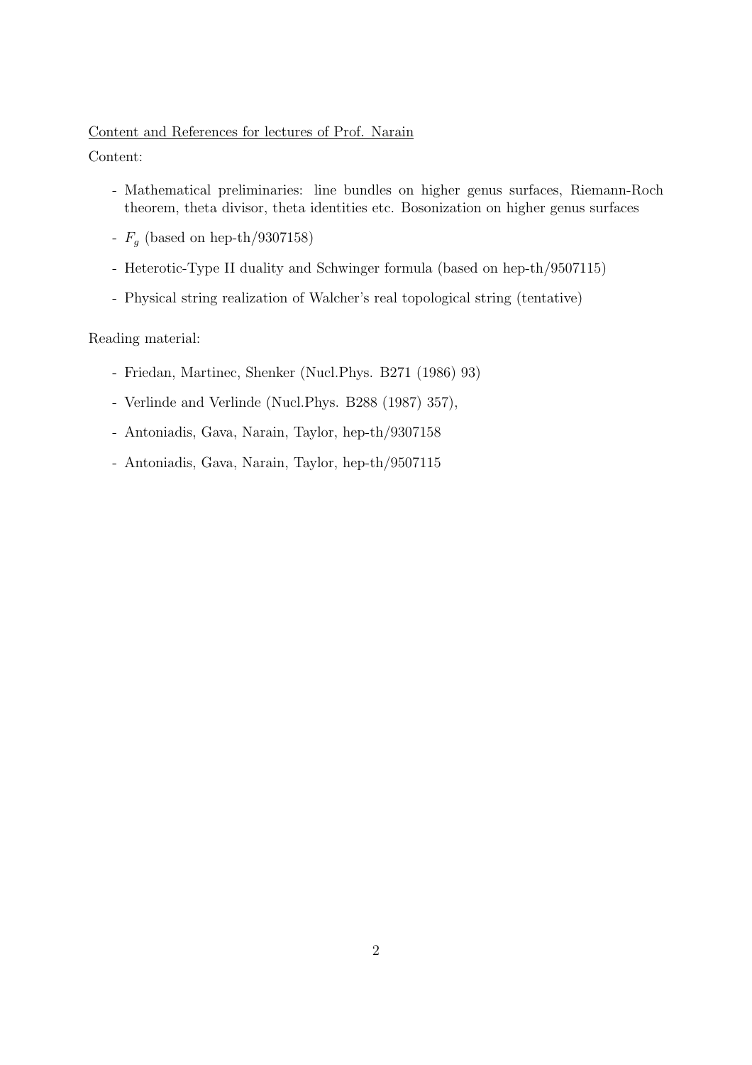Content and References for lectures of Prof. Narain

Content:

- Mathematical preliminaries: line bundles on higher genus surfaces, Riemann-Roch theorem, theta divisor, theta identities etc. Bosonization on higher genus surfaces
- $F_g$ (based on hep-th/9307158)
- Heterotic-Type II duality and Schwinger formula (based on hep-th/9507115)
- Physical string realization of Walcher's real topological string (tentative)

Reading material:

- Friedan, Martinec, Shenker (Nucl.Phys. B271 (1986) 93)
- Verlinde and Verlinde (Nucl.Phys. B288 (1987) 357),
- Antoniadis, Gava, Narain, Taylor, hep-th/9307158
- Antoniadis, Gava, Narain, Taylor, hep-th/9507115